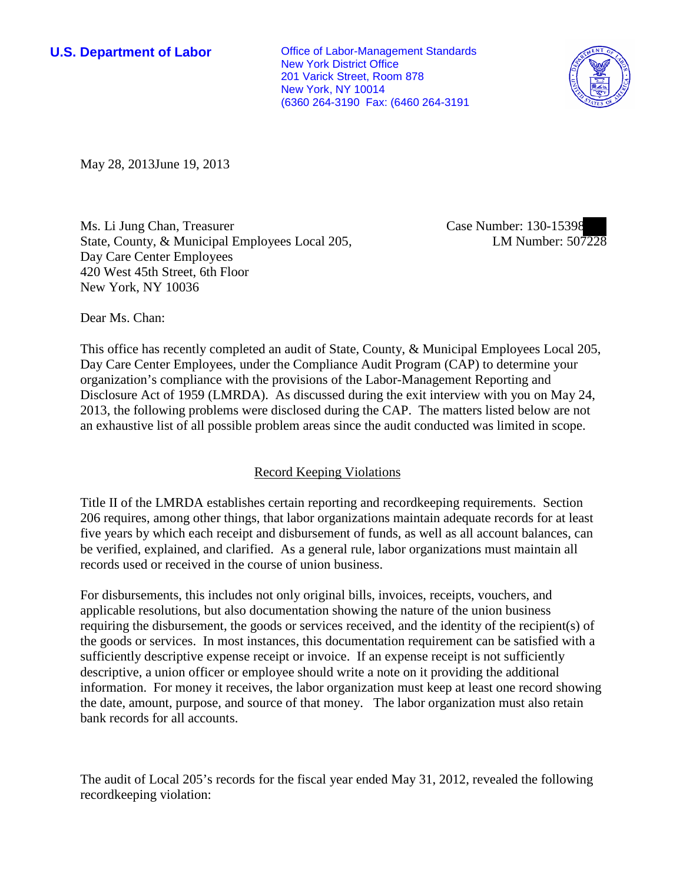**U.S. Department of Labor**

Office of Labor-Management Standards
New York District Office
201 Varick Street, Room 878
New York, NY 10014
(6360 264-3190 Fax: (6460 264-3191

May 28, 2013June 19, 2013

Ms. Li Jung Chan, Treasurer
State, County, & Municipal Employees Local 205,
Day Care Center Employees
420 West 45th Street, 6th Floor
New York, NY 10036

Case Number: 130-15398
LM Number: 507228

Dear Ms. Chan:

This office has recently completed an audit of State, County, & Municipal Employees Local 205, Day Care Center Employees, under the Compliance Audit Program (CAP) to determine your organization's compliance with the provisions of the Labor-Management Reporting and Disclosure Act of 1959 (LMRDA). As discussed during the exit interview with you on May 24, 2013, the following problems were disclosed during the CAP. The matters listed below are not an exhaustive list of all possible problem areas since the audit conducted was limited in scope.

## Record Keeping Violations

Title II of the LMRDA establishes certain reporting and recordkeeping requirements. Section 206 requires, among other things, that labor organizations maintain adequate records for at least five years by which each receipt and disbursement of funds, as well as all account balances, can be verified, explained, and clarified. As a general rule, labor organizations must maintain all records used or received in the course of union business.

For disbursements, this includes not only original bills, invoices, receipts, vouchers, and applicable resolutions, but also documentation showing the nature of the union business requiring the disbursement, the goods or services received, and the identity of the recipient(s) of the goods or services. In most instances, this documentation requirement can be satisfied with a sufficiently descriptive expense receipt or invoice. If an expense receipt is not sufficiently descriptive, a union officer or employee should write a note on it providing the additional information. For money it receives, the labor organization must keep at least one record showing the date, amount, purpose, and source of that money. The labor organization must also retain bank records for all accounts.

The audit of Local 205's records for the fiscal year ended May 31, 2012, revealed the following recordkeeping violation: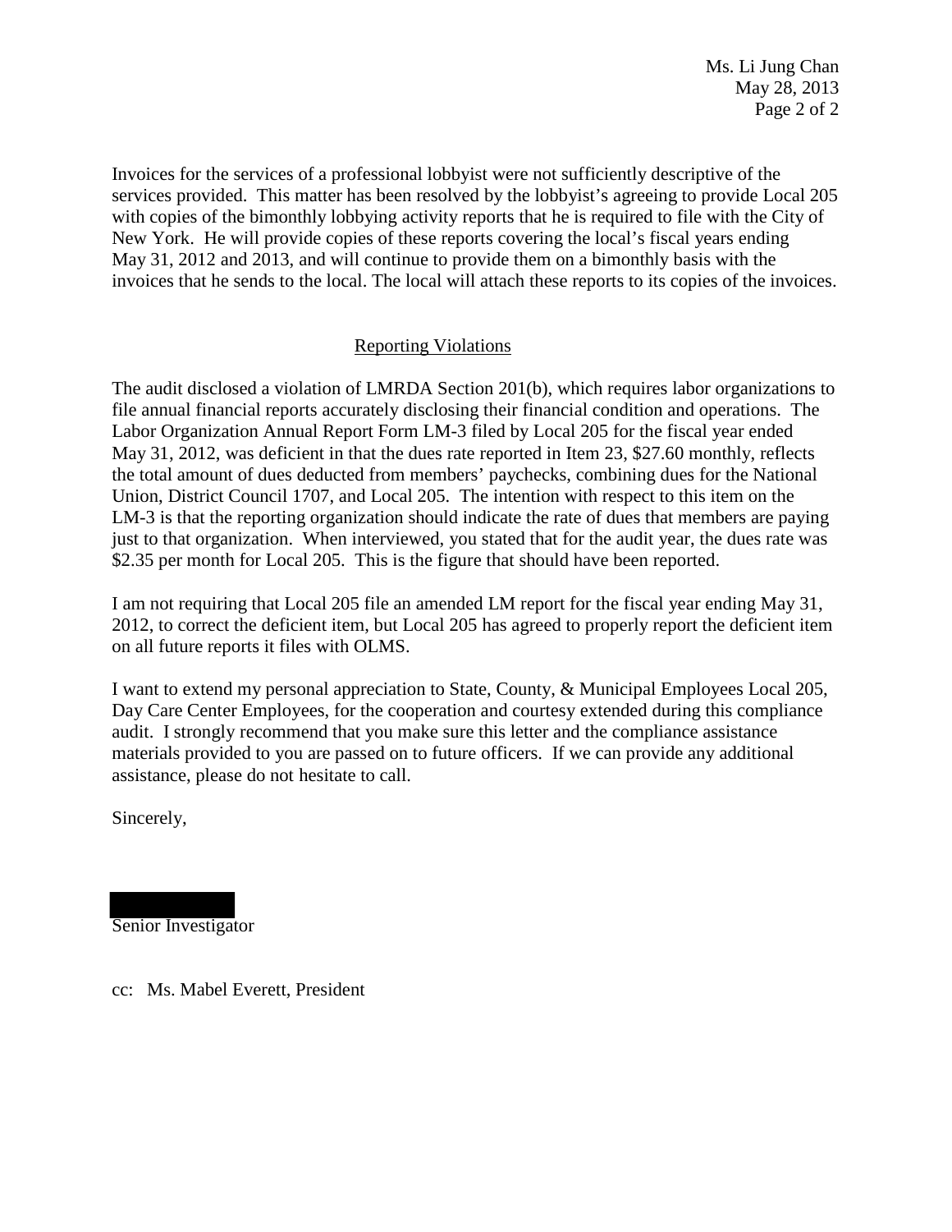Invoices for the services of a professional lobbyist were not sufficiently descriptive of the services provided. This matter has been resolved by the lobbyist's agreeing to provide Local 205 with copies of the bimonthly lobbying activity reports that he is required to file with the City of New York. He will provide copies of these reports covering the local's fiscal years ending May 31, 2012 and 2013, and will continue to provide them on a bimonthly basis with the invoices that he sends to the local. The local will attach these reports to its copies of the invoices.

## Reporting Violations

The audit disclosed a violation of LMRDA Section 201(b), which requires labor organizations to file annual financial reports accurately disclosing their financial condition and operations. The Labor Organization Annual Report Form LM-3 filed by Local 205 for the fiscal year ended May 31, 2012, was deficient in that the dues rate reported in Item 23, $27.60 monthly, reflects the total amount of dues deducted from members' paychecks, combining dues for the National Union, District Council 1707, and Local 205. The intention with respect to this item on the LM-3 is that the reporting organization should indicate the rate of dues that members are paying just to that organization. When interviewed, you stated that for the audit year, the dues rate was $2.35 per month for Local 205. This is the figure that should have been reported.

I am not requiring that Local 205 file an amended LM report for the fiscal year ending May 31, 2012, to correct the deficient item, but Local 205 has agreed to properly report the deficient item on all future reports it files with OLMS.

I want to extend my personal appreciation to State, County, & Municipal Employees Local 205, Day Care Center Employees, for the cooperation and courtesy extended during this compliance audit. I strongly recommend that you make sure this letter and the compliance assistance materials provided to you are passed on to future officers. If we can provide any additional assistance, please do not hesitate to call.

Sincerely,

Senior Investigator

cc: Ms. Mabel Everett, President